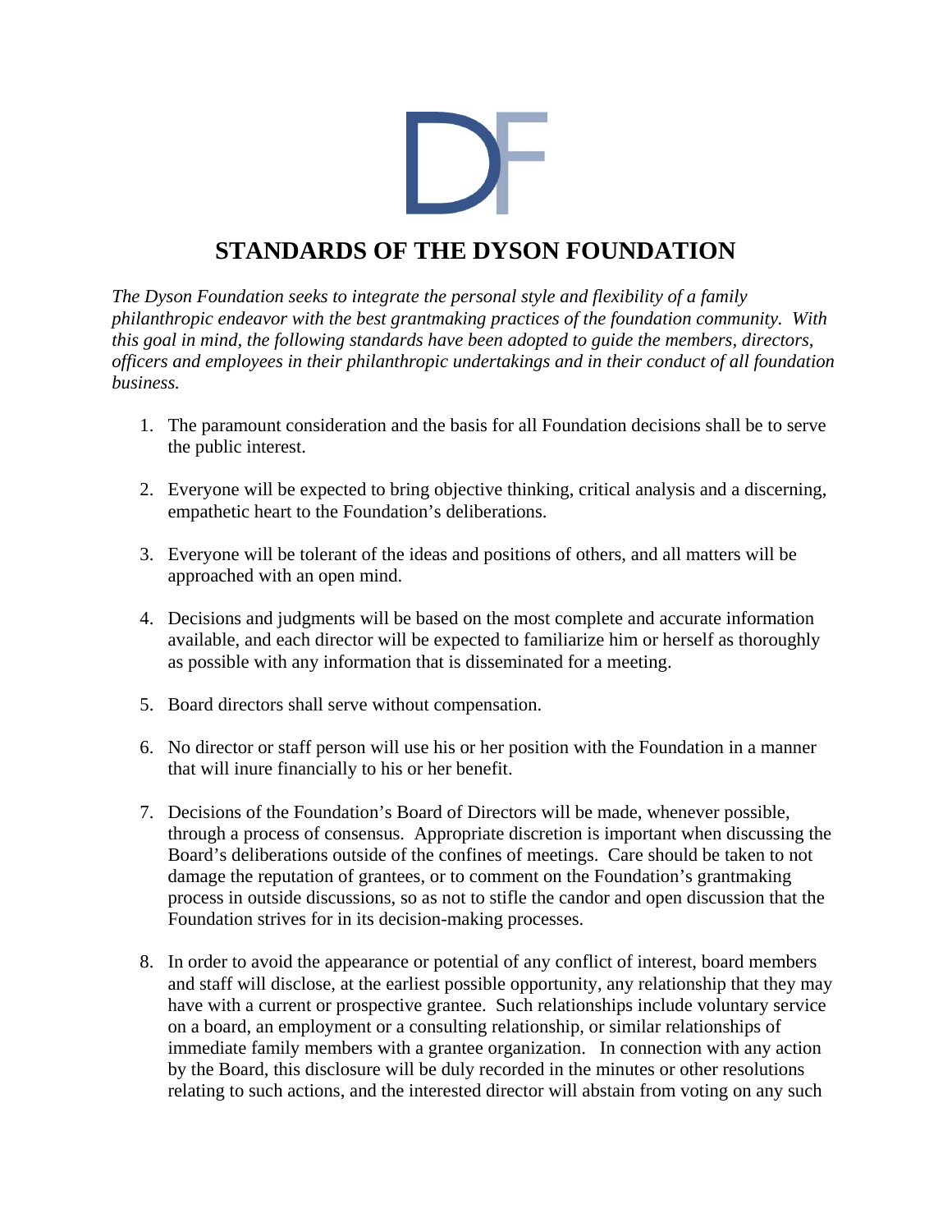# STANDARDS OF THE DYSON FOUNDATION

*The Dyson Foundation seeks to integrate the personal style and flexibility of a family philanthropic endeavor with the best grantmaking practices of the foundation community. With this goal in mind, the following standards have been adopted to guide the members, directors, officers and employees in their philanthropic undertakings and in their conduct of all foundation business.*

1. The paramount consideration and the basis for all Foundation decisions shall be to serve the public interest.

2. Everyone will be expected to bring objective thinking, critical analysis and a discerning, empathetic heart to the Foundation's deliberations.

3. Everyone will be tolerant of the ideas and positions of others, and all matters will be approached with an open mind.

4. Decisions and judgments will be based on the most complete and accurate information available, and each director will be expected to familiarize him or herself as thoroughly as possible with any information that is disseminated for a meeting.

5. Board directors shall serve without compensation.

6. No director or staff person will use his or her position with the Foundation in a manner that will inure financially to his or her benefit.

7. Decisions of the Foundation's Board of Directors will be made, whenever possible, through a process of consensus. Appropriate discretion is important when discussing the Board's deliberations outside of the confines of meetings. Care should be taken to not damage the reputation of grantees, or to comment on the Foundation's grantmaking process in outside discussions, so as not to stifle the candor and open discussion that the Foundation strives for in its decision-making processes.

8. In order to avoid the appearance or potential of any conflict of interest, board members and staff will disclose, at the earliest possible opportunity, any relationship that they may have with a current or prospective grantee. Such relationships include voluntary service on a board, an employment or a consulting relationship, or similar relationships of immediate family members with a grantee organization. In connection with any action by the Board, this disclosure will be duly recorded in the minutes or other resolutions relating to such actions, and the interested director will abstain from voting on any such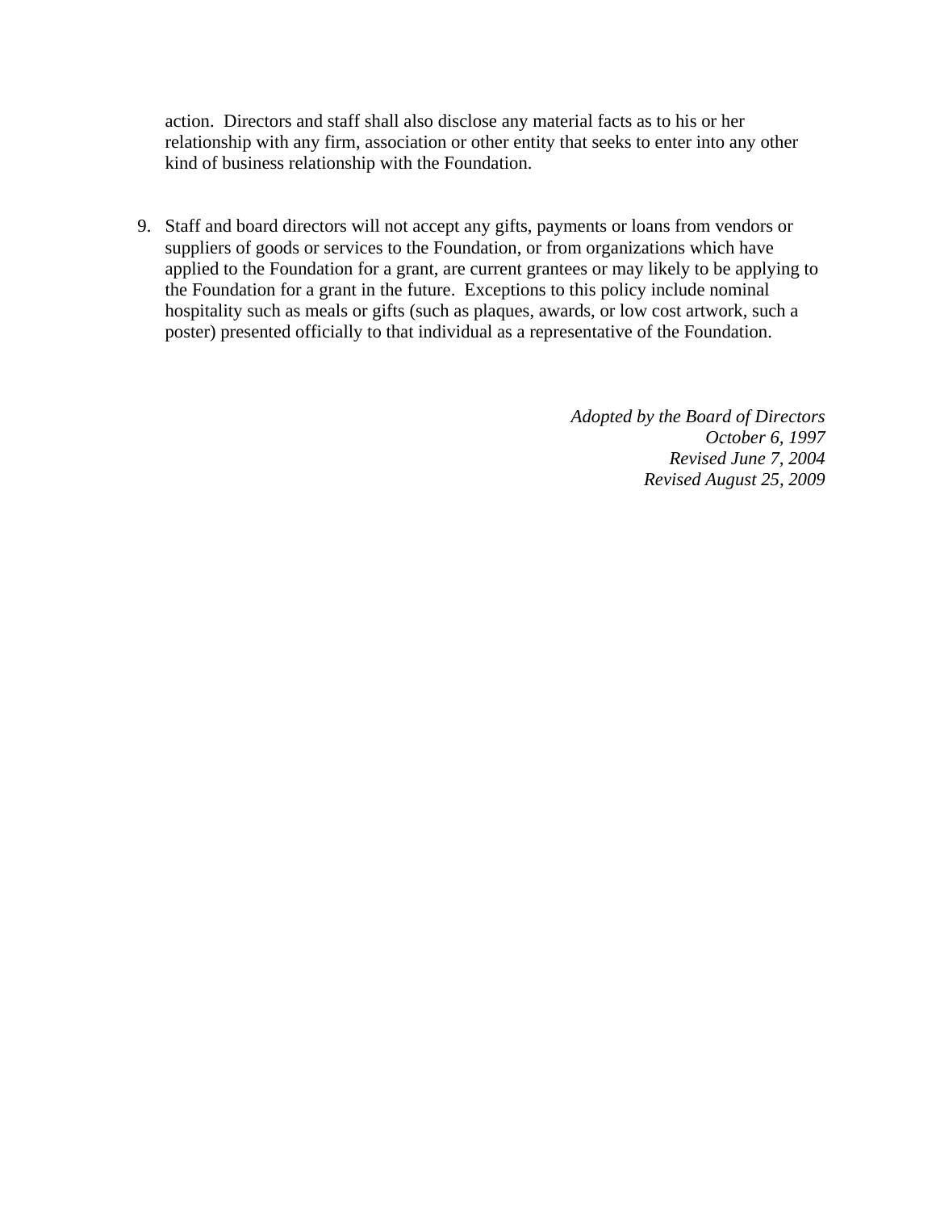action. Directors and staff shall also disclose any material facts as to his or her relationship with any firm, association or other entity that seeks to enter into any other kind of business relationship with the Foundation.

9. Staff and board directors will not accept any gifts, payments or loans from vendors or suppliers of goods or services to the Foundation, or from organizations which have applied to the Foundation for a grant, are current grantees or may likely to be applying to the Foundation for a grant in the future. Exceptions to this policy include nominal hospitality such as meals or gifts (such as plaques, awards, or low cost artwork, such a poster) presented officially to that individual as a representative of the Foundation.

*Adopted by the Board of Directors*  
*October 6, 1997*  
*Revised June 7, 2004*  
*Revised August 25, 2009*